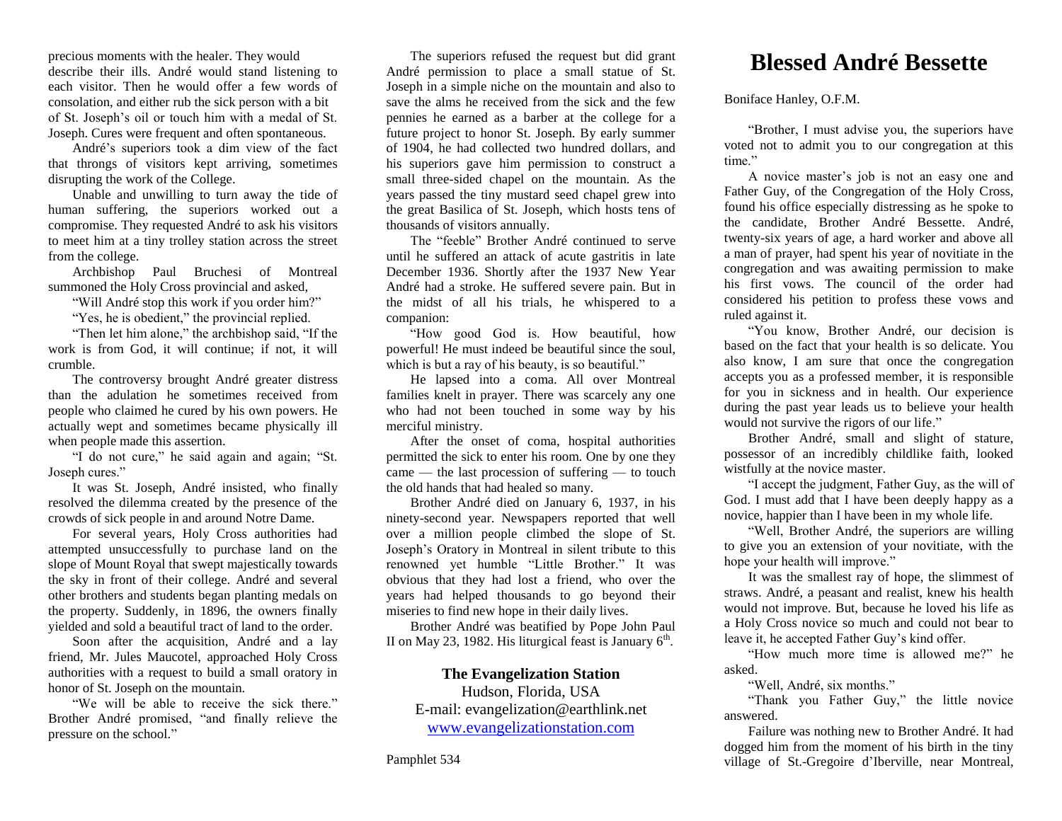precious moments with the healer. They would describe their ills. André would stand listening to each visitor. Then he would offer a few words of consolation, and either rub the sick person with a bit of St. Joseph's oil or touch him with a medal of St. Joseph. Cures were frequent and often spontaneous.

André's superiors took a dim view of the fact that throngs of visitors kept arriving, sometimes disrupting the work of the College.

Unable and unwilling to turn away the tide of human suffering, the superiors worked out a compromise. They requested André to ask his visitors to meet him at a tiny trolley station across the street from the college.

Archbishop Paul Bruchesi of Montreal summoned the Holy Cross provincial and asked,

"Will André stop this work if you order him?"

"Yes, he is obedient," the provincial replied.

"Then let him alone," the archbishop said, "If the work is from God, it will continue; if not, it will crumble.

The controversy brought André greater distress than the adulation he sometimes received from people who claimed he cured by his own powers. He actually wept and sometimes became physically ill when people made this assertion.

"I do not cure," he said again and again; "St. Joseph cures."

It was St. Joseph, André insisted, who finally resolved the dilemma created by the presence of the crowds of sick people in and around Notre Dame.

For several years, Holy Cross authorities had attempted unsuccessfully to purchase land on the slope of Mount Royal that swept majestically towards the sky in front of their college. André and several other brothers and students began planting medals on the property. Suddenly, in 1896, the owners finally yielded and sold a beautiful tract of land to the order.

Soon after the acquisition, André and a lay friend, Mr. Jules Maucotel, approached Holy Cross authorities with a request to build a small oratory in honor of St. Joseph on the mountain.

"We will be able to receive the sick there." Brother André promised, "and finally relieve the pressure on the school."

The superiors refused the request but did grant André permission to place a small statue of St. Joseph in a simple niche on the mountain and also to save the alms he received from the sick and the few pennies he earned as a barber at the college for a future project to honor St. Joseph. By early summer of 1904, he had collected two hundred dollars, and his superiors gave him permission to construct a small three-sided chapel on the mountain. As the years passed the tiny mustard seed chapel grew into the great Basilica of St. Joseph, which hosts tens of thousands of visitors annually.

The "feeble" Brother André continued to serve until he suffered an attack of acute gastritis in late December 1936. Shortly after the 1937 New Year André had a stroke. He suffered severe pain. But in the midst of all his trials, he whispered to a companion:

"How good God is. How beautiful, how powerful! He must indeed be beautiful since the soul, which is but a ray of his beauty, is so beautiful."

He lapsed into a coma. All over Montreal families knelt in prayer. There was scarcely any one who had not been touched in some way by his merciful ministry.

After the onset of coma, hospital authorities permitted the sick to enter his room. One by one they came — the last procession of suffering — to touch the old hands that had healed so many.

Brother André died on January 6, 1937, in his ninety-second year. Newspapers reported that well over a million people climbed the slope of St. Joseph's Oratory in Montreal in silent tribute to this renowned yet humble "Little Brother." It was obvious that they had lost a friend, who over the years had helped thousands to go beyond their miseries to find new hope in their daily lives.

Brother André was beatified by Pope John Paul II on May 23, 1982. His liturgical feast is January 6th.

**The Evangelization Station**
Hudson, Florida, USA
E-mail: evangelization@earthlink.net
www.evangelizationstation.com

Pamphlet 534

# Blessed André Bessette

Boniface Hanley, O.F.M.

"Brother, I must advise you, the superiors have voted not to admit you to our congregation at this time."

A novice master's job is not an easy one and Father Guy, of the Congregation of the Holy Cross, found his office especially distressing as he spoke to the candidate, Brother André Bessette. André, twenty-six years of age, a hard worker and above all a man of prayer, had spent his year of novitiate in the congregation and was awaiting permission to make his first vows. The council of the order had considered his petition to profess these vows and ruled against it.

"You know, Brother André, our decision is based on the fact that your health is so delicate. You also know, I am sure that once the congregation accepts you as a professed member, it is responsible for you in sickness and in health. Our experience during the past year leads us to believe your health would not survive the rigors of our life."

Brother André, small and slight of stature, possessor of an incredibly childlike faith, looked wistfully at the novice master.

"I accept the judgment, Father Guy, as the will of God. I must add that I have been deeply happy as a novice, happier than I have been in my whole life.

"Well, Brother André, the superiors are willing to give you an extension of your novitiate, with the hope your health will improve."

It was the smallest ray of hope, the slimmest of straws. André, a peasant and realist, knew his health would not improve. But, because he loved his life as a Holy Cross novice so much and could not bear to leave it, he accepted Father Guy's kind offer.

"How much more time is allowed me?" he asked.

"Well, André, six months."

"Thank you Father Guy," the little novice answered.

Failure was nothing new to Brother André. It had dogged him from the moment of his birth in the tiny village of St.-Gregoire d'Iberville, near Montreal,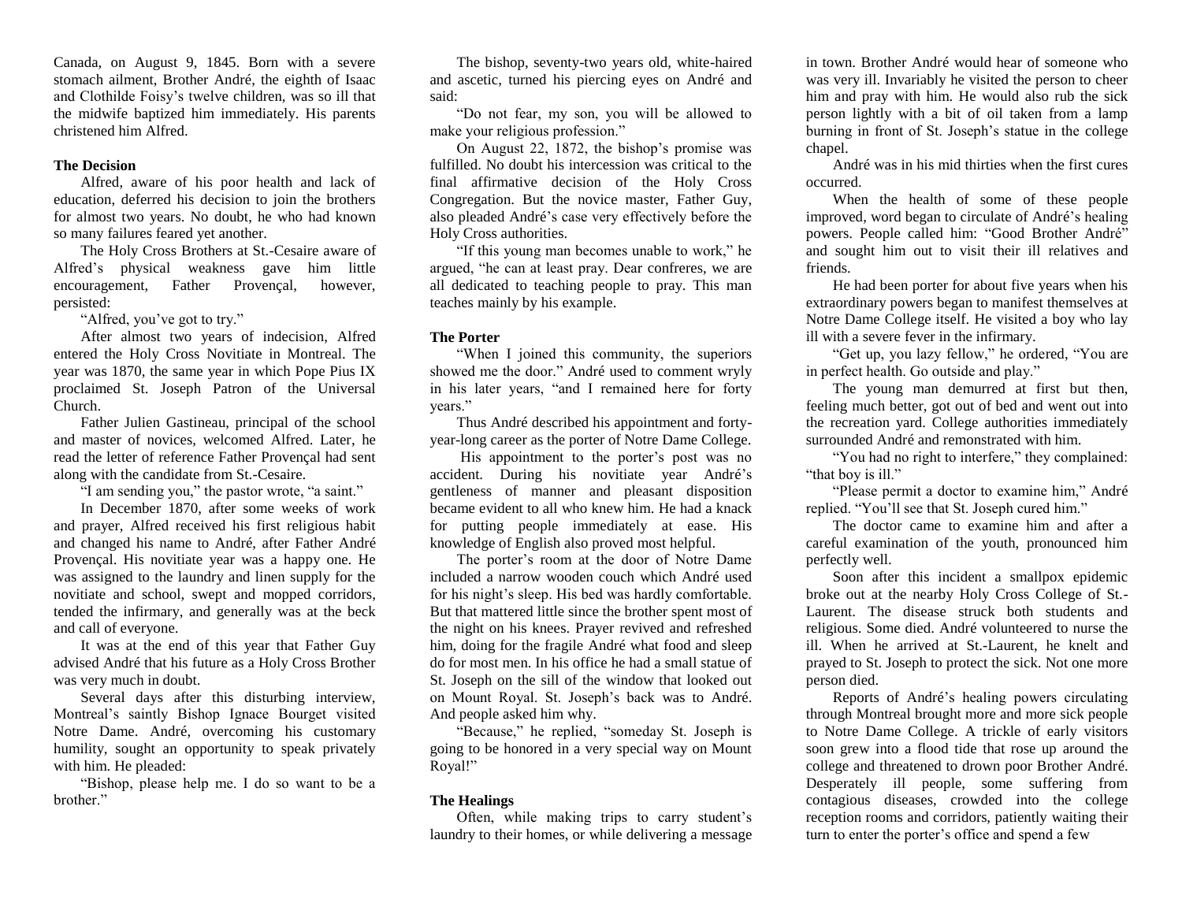Canada, on August 9, 1845. Born with a severe stomach ailment, Brother André, the eighth of Isaac and Clothilde Foisy's twelve children, was so ill that the midwife baptized him immediately. His parents christened him Alfred.

**The Decision**

Alfred, aware of his poor health and lack of education, deferred his decision to join the brothers for almost two years. No doubt, he who had known so many failures feared yet another.

The Holy Cross Brothers at St.-Cesaire aware of Alfred's physical weakness gave him little encouragement, Father Provençal, however, persisted:

"Alfred, you've got to try."

After almost two years of indecision, Alfred entered the Holy Cross Novitiate in Montreal. The year was 1870, the same year in which Pope Pius IX proclaimed St. Joseph Patron of the Universal Church.

Father Julien Gastineau, principal of the school and master of novices, welcomed Alfred. Later, he read the letter of reference Father Provençal had sent along with the candidate from St.-Cesaire.

"I am sending you," the pastor wrote, "a saint."

In December 1870, after some weeks of work and prayer, Alfred received his first religious habit and changed his name to André, after Father André Provençal. His novitiate year was a happy one. He was assigned to the laundry and linen supply for the novitiate and school, swept and mopped corridors, tended the infirmary, and generally was at the beck and call of everyone.

It was at the end of this year that Father Guy advised André that his future as a Holy Cross Brother was very much in doubt.

Several days after this disturbing interview, Montreal's saintly Bishop Ignace Bourget visited Notre Dame. André, overcoming his customary humility, sought an opportunity to speak privately with him. He pleaded:

"Bishop, please help me. I do so want to be a brother."

The bishop, seventy-two years old, white-haired and ascetic, turned his piercing eyes on André and said:

"Do not fear, my son, you will be allowed to make your religious profession."

On August 22, 1872, the bishop's promise was fulfilled. No doubt his intercession was critical to the final affirmative decision of the Holy Cross Congregation. But the novice master, Father Guy, also pleaded André's case very effectively before the Holy Cross authorities.

"If this young man becomes unable to work," he argued, "he can at least pray. Dear confreres, we are all dedicated to teaching people to pray. This man teaches mainly by his example.

**The Porter**

"When I joined this community, the superiors showed me the door." André used to comment wryly in his later years, "and I remained here for forty years."

Thus André described his appointment and forty-year-long career as the porter of Notre Dame College.

His appointment to the porter's post was no accident. During his novitiate year André's gentleness of manner and pleasant disposition became evident to all who knew him. He had a knack for putting people immediately at ease. His knowledge of English also proved most helpful.

The porter's room at the door of Notre Dame included a narrow wooden couch which André used for his night's sleep. His bed was hardly comfortable. But that mattered little since the brother spent most of the night on his knees. Prayer revived and refreshed him, doing for the fragile André what food and sleep do for most men. In his office he had a small statue of St. Joseph on the sill of the window that looked out on Mount Royal. St. Joseph's back was to André. And people asked him why.

"Because," he replied, "someday St. Joseph is going to be honored in a very special way on Mount Royal!"

**The Healings**

Often, while making trips to carry student's laundry to their homes, or while delivering a message in town. Brother André would hear of someone who was very ill. Invariably he visited the person to cheer him and pray with him. He would also rub the sick person lightly with a bit of oil taken from a lamp burning in front of St. Joseph's statue in the college chapel.

André was in his mid thirties when the first cures occurred.

When the health of some of these people improved, word began to circulate of André's healing powers. People called him: "Good Brother André" and sought him out to visit their ill relatives and friends.

He had been porter for about five years when his extraordinary powers began to manifest themselves at Notre Dame College itself. He visited a boy who lay ill with a severe fever in the infirmary.

"Get up, you lazy fellow," he ordered, "You are in perfect health. Go outside and play."

The young man demurred at first but then, feeling much better, got out of bed and went out into the recreation yard. College authorities immediately surrounded André and remonstrated with him.

"You had no right to interfere," they complained: "that boy is ill."

"Please permit a doctor to examine him," André replied. "You'll see that St. Joseph cured him."

The doctor came to examine him and after a careful examination of the youth, pronounced him perfectly well.

Soon after this incident a smallpox epidemic broke out at the nearby Holy Cross College of St.-Laurent. The disease struck both students and religious. Some died. André volunteered to nurse the ill. When he arrived at St.-Laurent, he knelt and prayed to St. Joseph to protect the sick. Not one more person died.

Reports of André's healing powers circulating through Montreal brought more and more sick people to Notre Dame College. A trickle of early visitors soon grew into a flood tide that rose up around the college and threatened to drown poor Brother André. Desperately ill people, some suffering from contagious diseases, crowded into the college reception rooms and corridors, patiently waiting their turn to enter the porter's office and spend a few